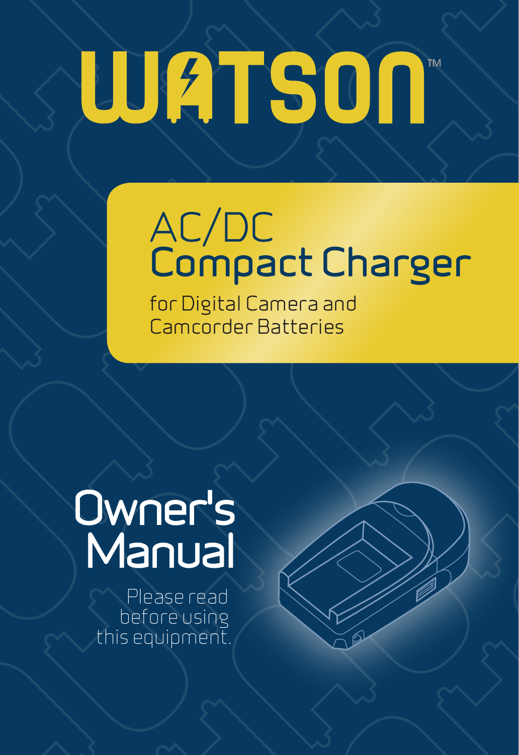# WATSON™

## AC/DC Compact Charger

for Digital Camera and Camcorder Batteries

# Owner's Manual

Please read before using this equipment.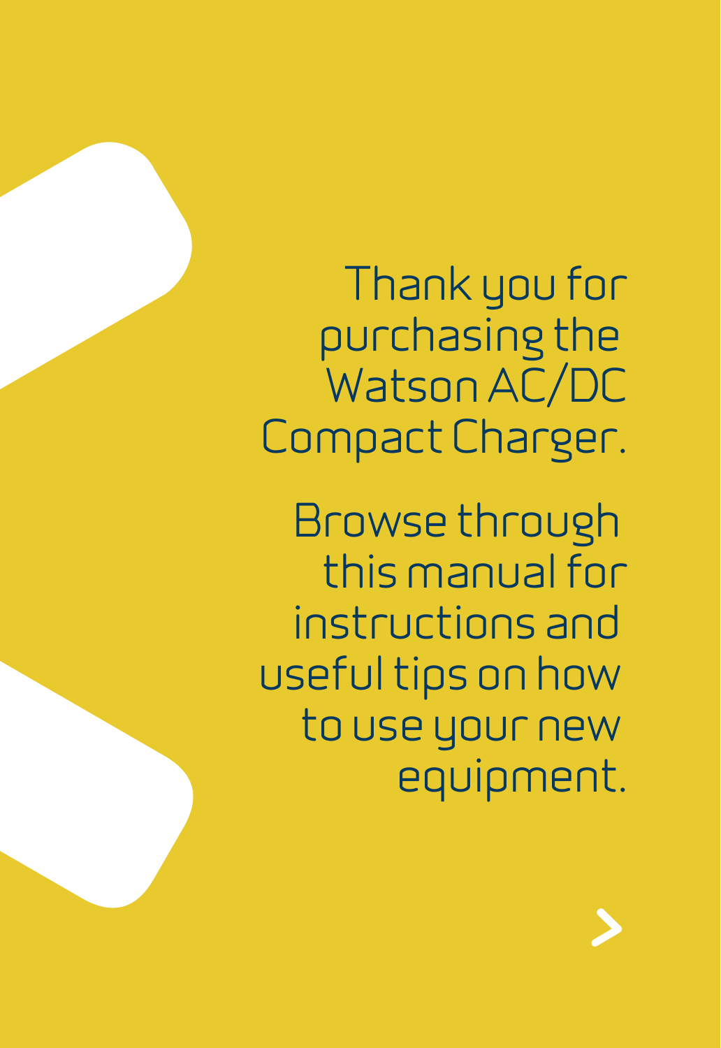Thank you for purchasing the Watson AC/DC Compact Charger.

Browse through this manual for instructions and useful tips on how to use your new equipment.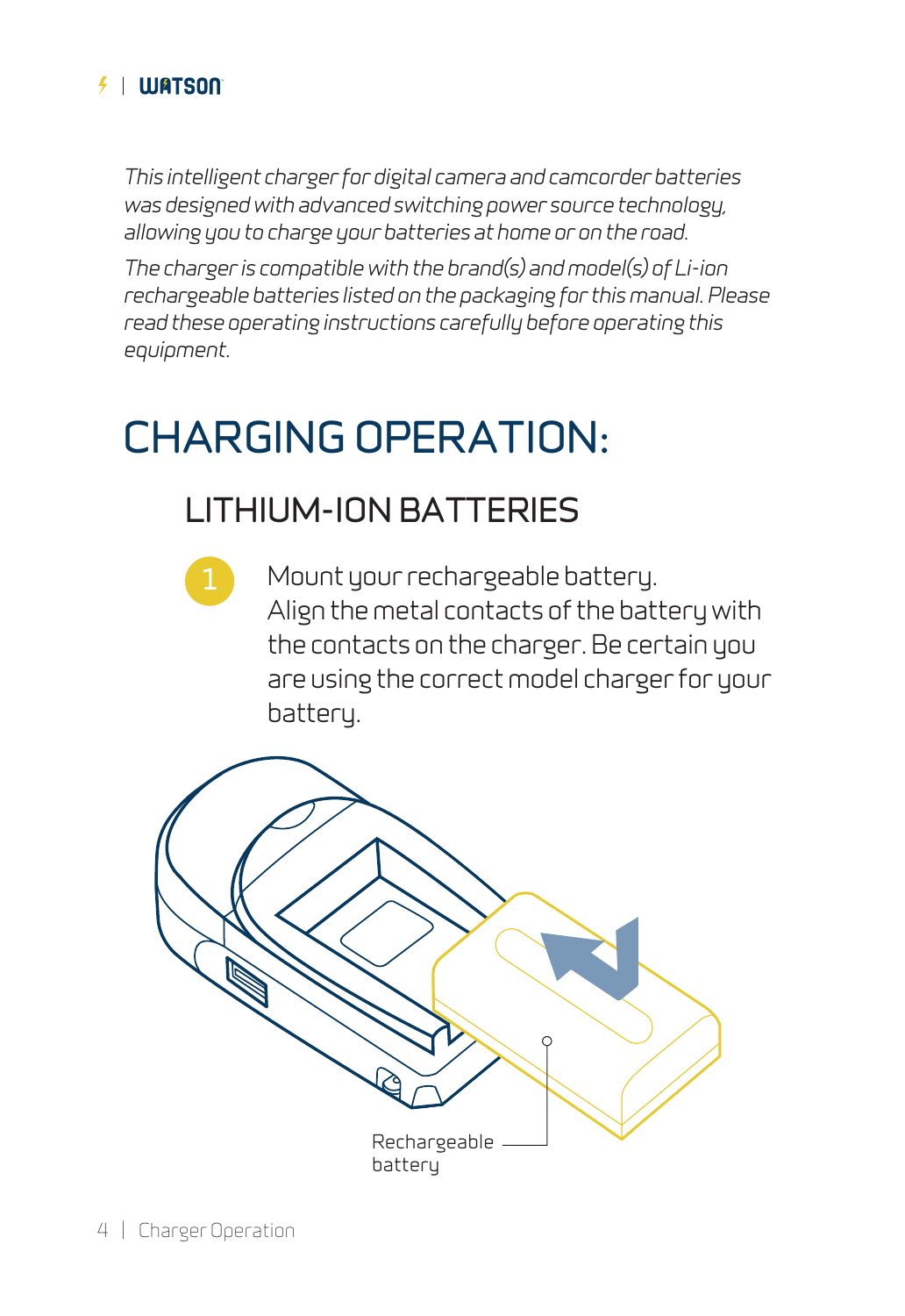*This intelligent charger for digital camera and camcorder batteries was designed with advanced switching power source technology, allowing you to charge your batteries at home or on the road.*

*The charger is compatible with the brand(s) and model(s) of Li-ion rechargeable batteries listed on the packaging for this manual. Please read these operating instructions carefully before operating this equipment.*

# CHARGING OPERATION:

## LITHIUM-ION BATTERIES

1. Mount your rechargeable battery. Align the metal contacts of the battery with the contacts on the charger. Be certain you are using the correct model charger for your battery.

Rechargeable battery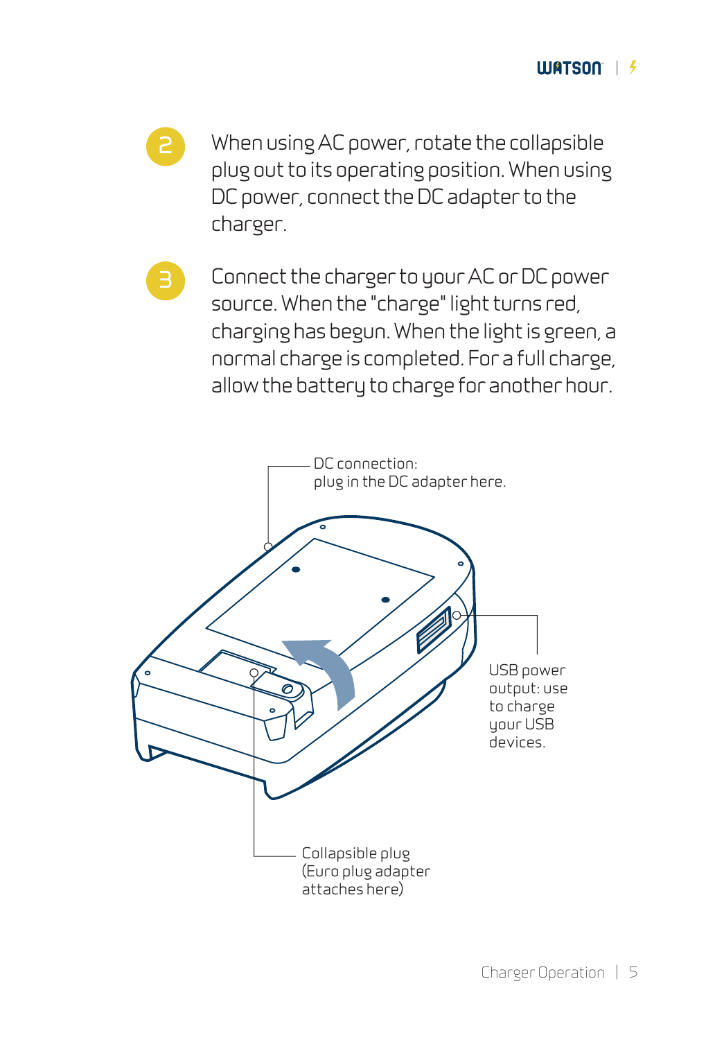2. When using AC power, rotate the collapsible plug out to its operating position. When using DC power, connect the DC adapter to the charger.

3. Connect the charger to your AC or DC power source. When the "charge" light turns red, charging has begun. When the light is green, a normal charge is completed. For a full charge, allow the battery to charge for another hour.

DC connection: plug in the DC adapter here.

USB power output: use to charge your USB devices.

Collapsible plug (Euro plug adapter attaches here)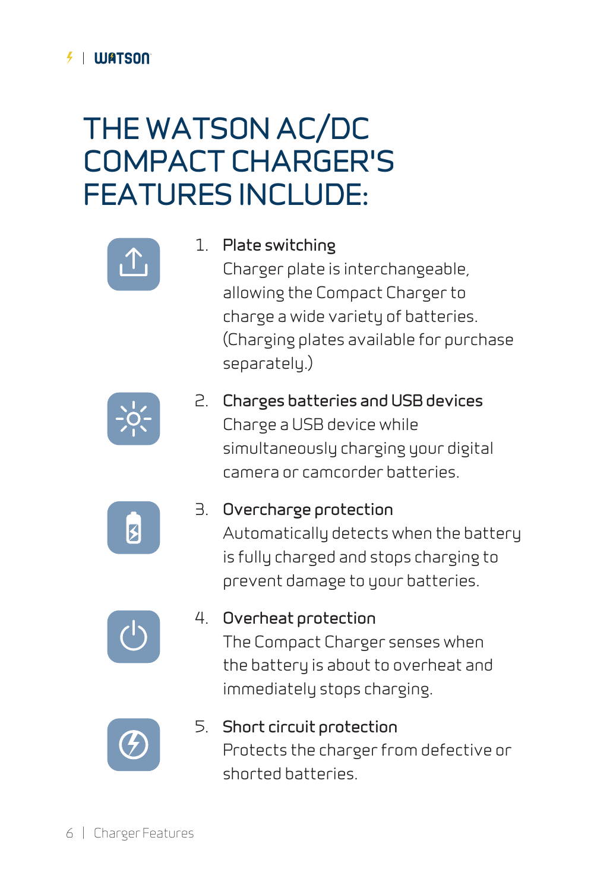# THE WATSON AC/DC COMPACT CHARGER'S FEATURES INCLUDE:

1. **Plate switching**
   Charger plate is interchangeable, allowing the Compact Charger to charge a wide variety of batteries. (Charging plates available for purchase separately.)

2. **Charges batteries and USB devices**
   Charge a USB device while simultaneously charging your digital camera or camcorder batteries.

3. **Overcharge protection**
   Automatically detects when the battery is fully charged and stops charging to prevent damage to your batteries.

4. **Overheat protection**
   The Compact Charger senses when the battery is about to overheat and immediately stops charging.

5. **Short circuit protection**
   Protects the charger from defective or shorted batteries.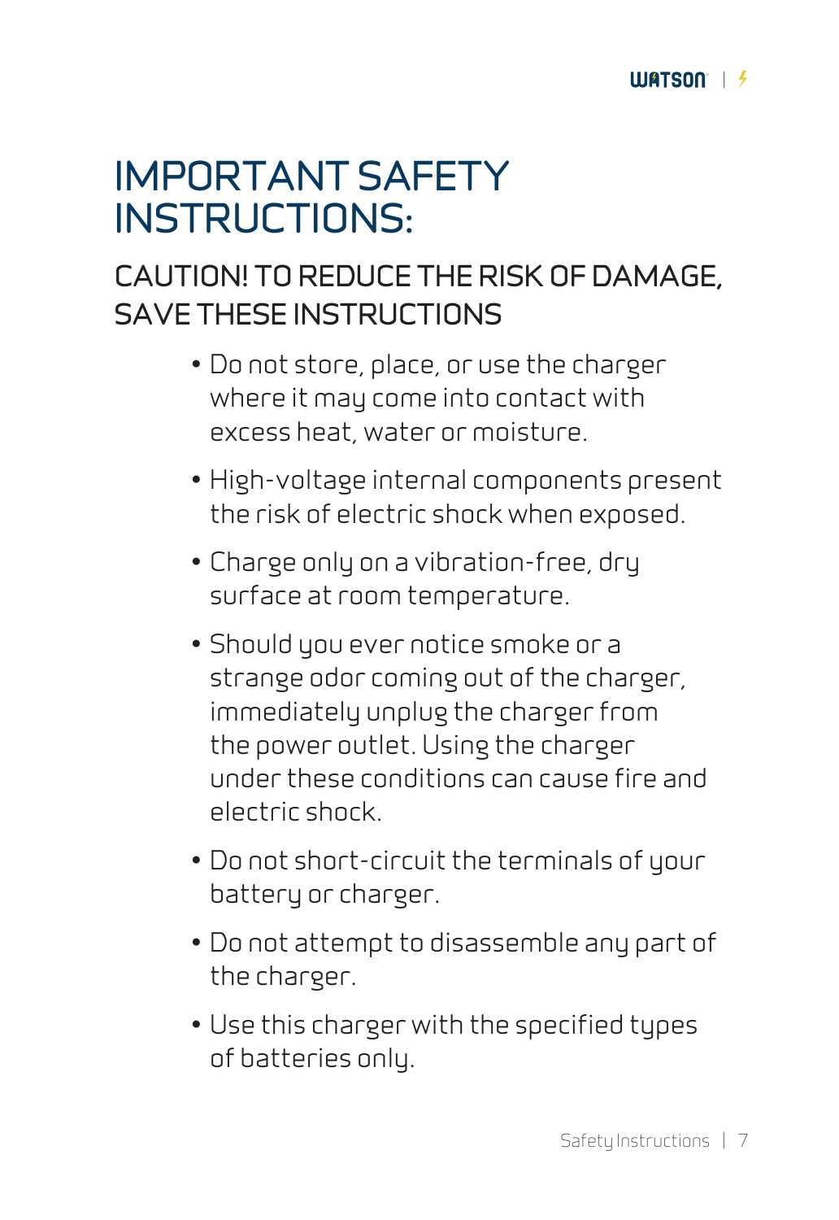# IMPORTANT SAFETY INSTRUCTIONS:

## CAUTION! TO REDUCE THE RISK OF DAMAGE, SAVE THESE INSTRUCTIONS

- Do not store, place, or use the charger where it may come into contact with excess heat, water or moisture.
- High-voltage internal components present the risk of electric shock when exposed.
- Charge only on a vibration-free, dry surface at room temperature.
- Should you ever notice smoke or a strange odor coming out of the charger, immediately unplug the charger from the power outlet. Using the charger under these conditions can cause fire and electric shock.
- Do not short-circuit the terminals of your battery or charger.
- Do not attempt to disassemble any part of the charger.
- Use this charger with the specified types of batteries only.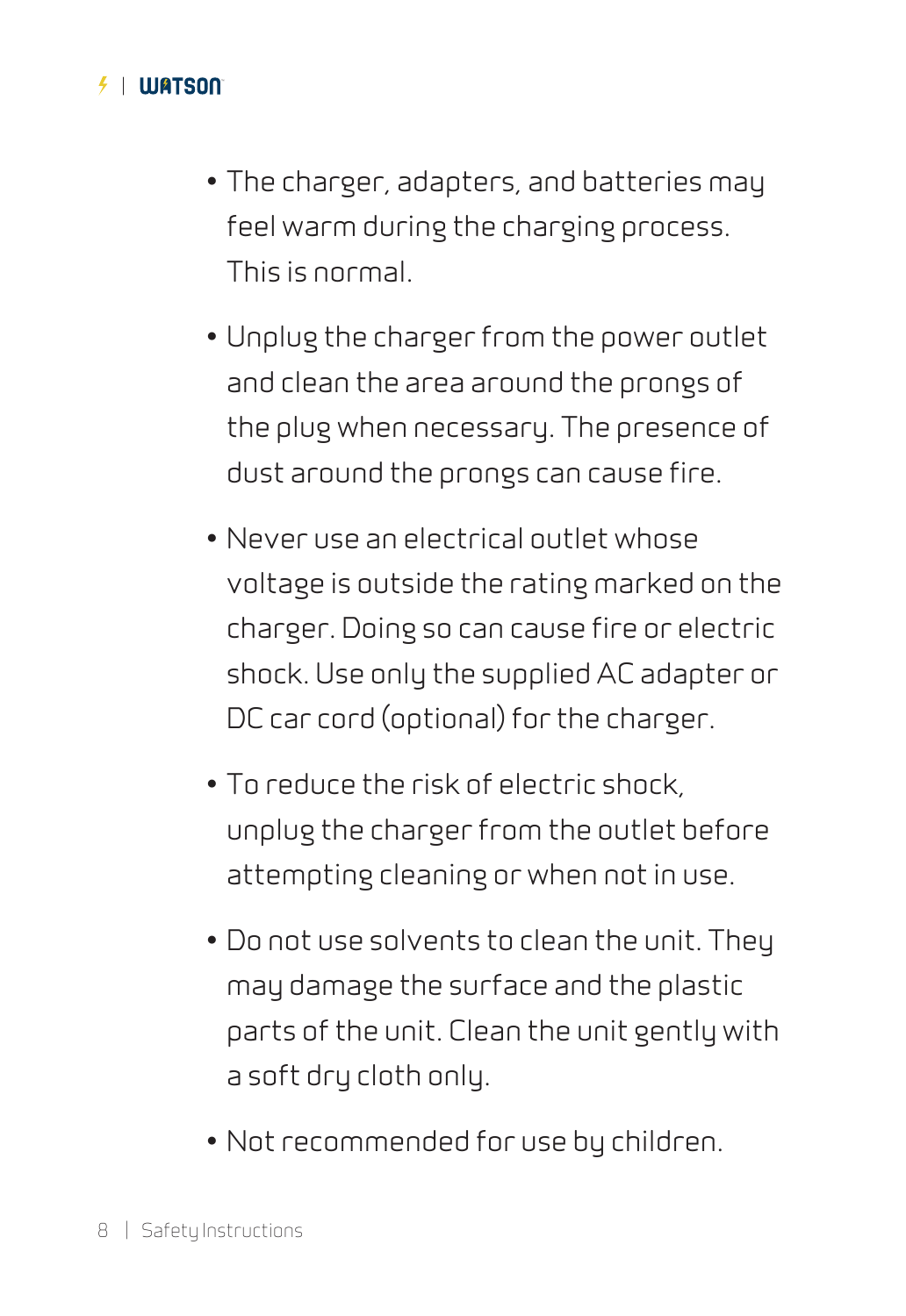- The charger, adapters, and batteries may feel warm during the charging process. This is normal.
- Unplug the charger from the power outlet and clean the area around the prongs of the plug when necessary. The presence of dust around the prongs can cause fire.
- Never use an electrical outlet whose voltage is outside the rating marked on the charger. Doing so can cause fire or electric shock. Use only the supplied AC adapter or DC car cord (optional) for the charger.
- To reduce the risk of electric shock, unplug the charger from the outlet before attempting cleaning or when not in use.
- Do not use solvents to clean the unit. They may damage the surface and the plastic parts of the unit. Clean the unit gently with a soft dry cloth only.
- Not recommended for use by children.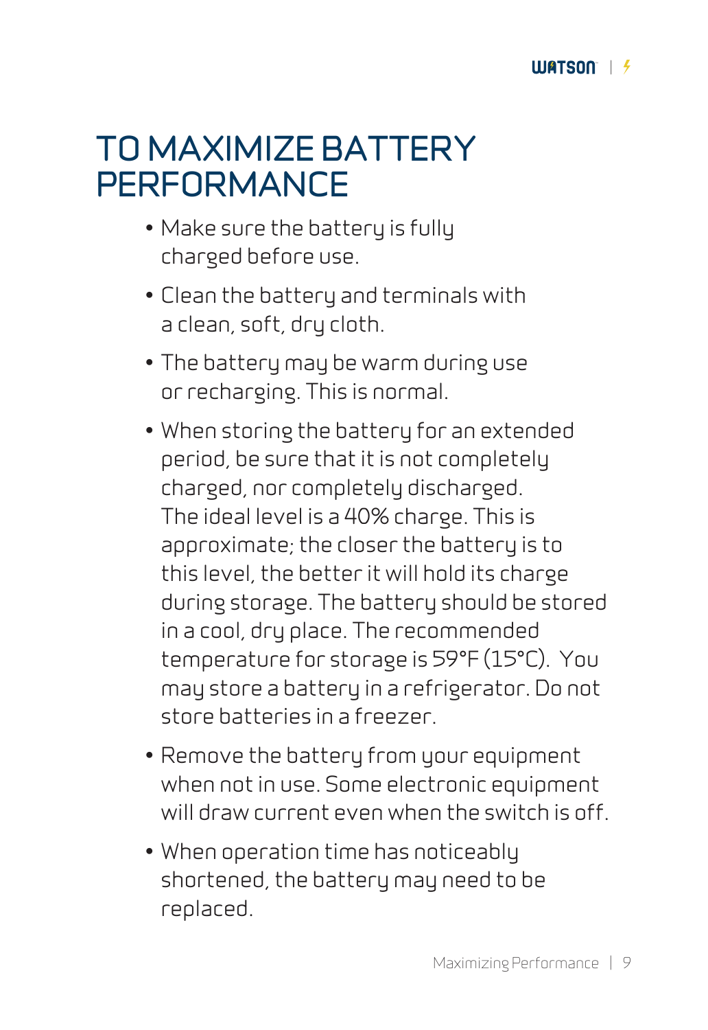# TO MAXIMIZE BATTERY PERFORMANCE

- Make sure the battery is fully charged before use.
- Clean the battery and terminals with a clean, soft, dry cloth.
- The battery may be warm during use or recharging. This is normal.
- When storing the battery for an extended period, be sure that it is not completely charged, nor completely discharged. The ideal level is a 40% charge. This is approximate; the closer the battery is to this level, the better it will hold its charge during storage. The battery should be stored in a cool, dry place. The recommended temperature for storage is 59°F (15°C). You may store a battery in a refrigerator. Do not store batteries in a freezer.
- Remove the battery from your equipment when not in use. Some electronic equipment will draw current even when the switch is off.
- When operation time has noticeably shortened, the battery may need to be replaced.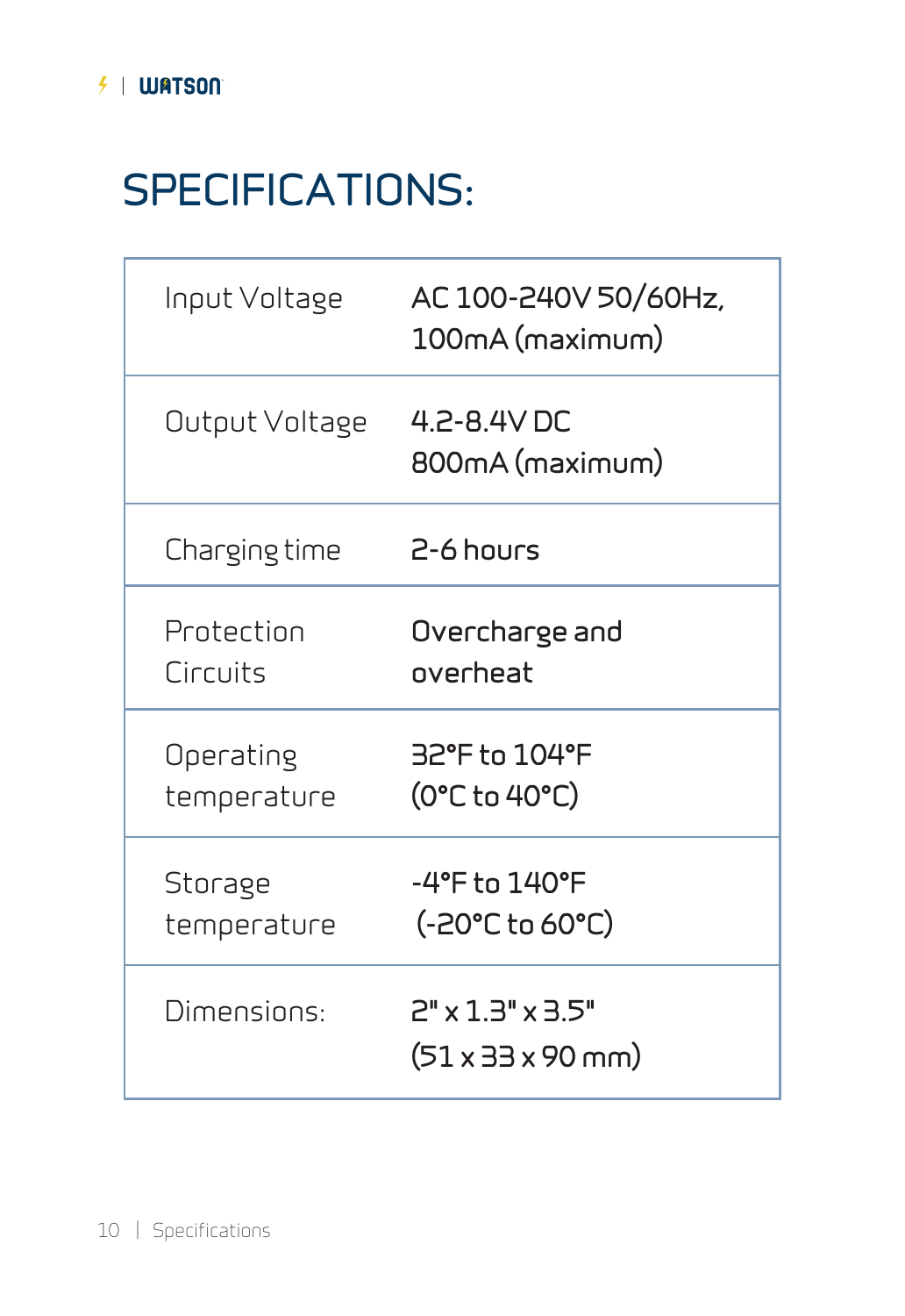# SPECIFICATIONS:

| | |
|---|---|
| Input Voltage | AC 100-240V 50/60Hz, 100mA (maximum) |
| Output Voltage | 4.2-8.4V DC 800mA (maximum) |
| Charging time | 2-6 hours |
| Protection Circuits | Overcharge and overheat |
| Operating temperature | 32°F to 104°F (0°C to 40°C) |
| Storage temperature | -4°F to 140°F (-20°C to 60°C) |
| Dimensions: | 2" x 1.3" x 3.5" (51 x 33 x 90 mm) |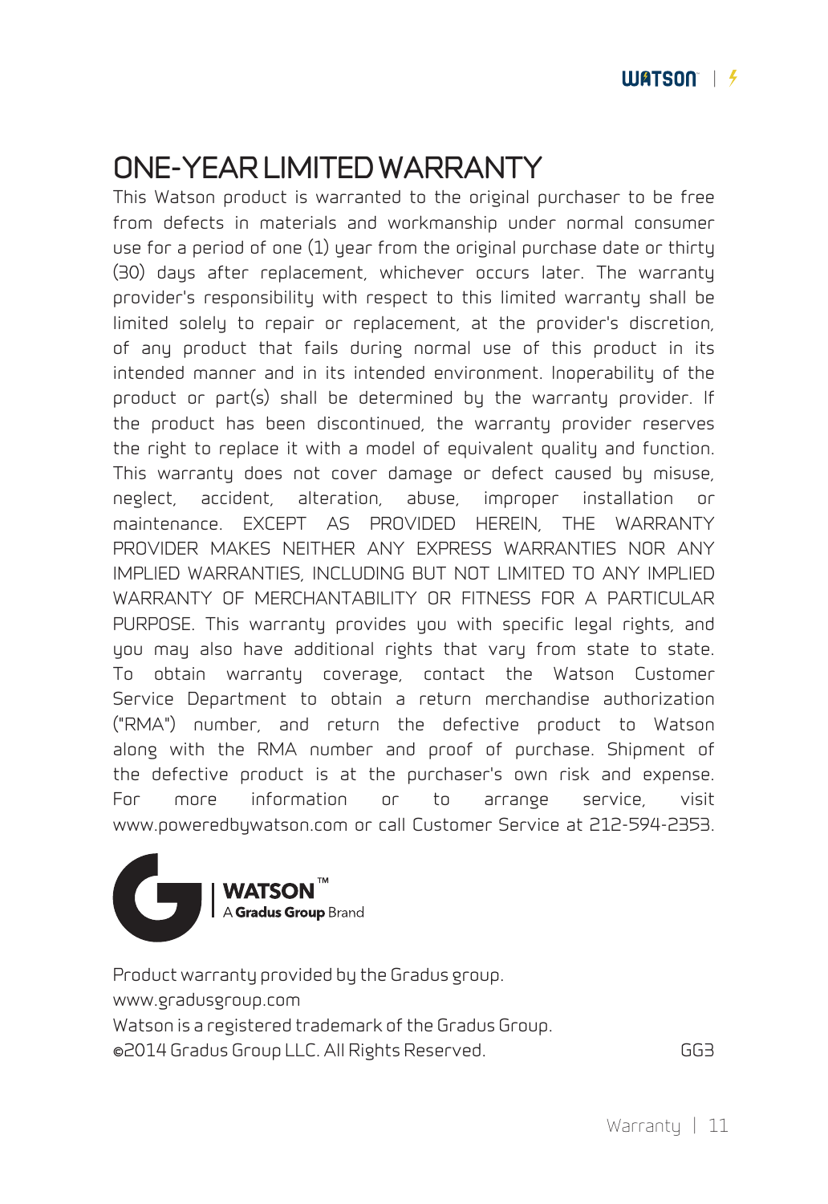# ONE-YEAR LIMITED WARRANTY

This Watson product is warranted to the original purchaser to be free from defects in materials and workmanship under normal consumer use for a period of one (1) year from the original purchase date or thirty (30) days after replacement, whichever occurs later. The warranty provider's responsibility with respect to this limited warranty shall be limited solely to repair or replacement, at the provider's discretion, of any product that fails during normal use of this product in its intended manner and in its intended environment. Inoperability of the product or part(s) shall be determined by the warranty provider. If the product has been discontinued, the warranty provider reserves the right to replace it with a model of equivalent quality and function. This warranty does not cover damage or defect caused by misuse, neglect, accident, alteration, abuse, improper installation or maintenance. EXCEPT AS PROVIDED HEREIN, THE WARRANTY PROVIDER MAKES NEITHER ANY EXPRESS WARRANTIES NOR ANY IMPLIED WARRANTIES, INCLUDING BUT NOT LIMITED TO ANY IMPLIED WARRANTY OF MERCHANTABILITY OR FITNESS FOR A PARTICULAR PURPOSE. This warranty provides you with specific legal rights, and you may also have additional rights that vary from state to state. To obtain warranty coverage, contact the Watson Customer Service Department to obtain a return merchandise authorization ("RMA") number, and return the defective product to Watson along with the RMA number and proof of purchase. Shipment of the defective product is at the purchaser's own risk and expense. For more information or to arrange service, visit www.poweredbywatson.com or call Customer Service at 212-594-2353.

**WATSON™**
A **Gradus Group** Brand

Product warranty provided by the Gradus group.
www.gradusgroup.com
Watson is a registered trademark of the Gradus Group.
©2014 Gradus Group LLC. All Rights Reserved.

GG3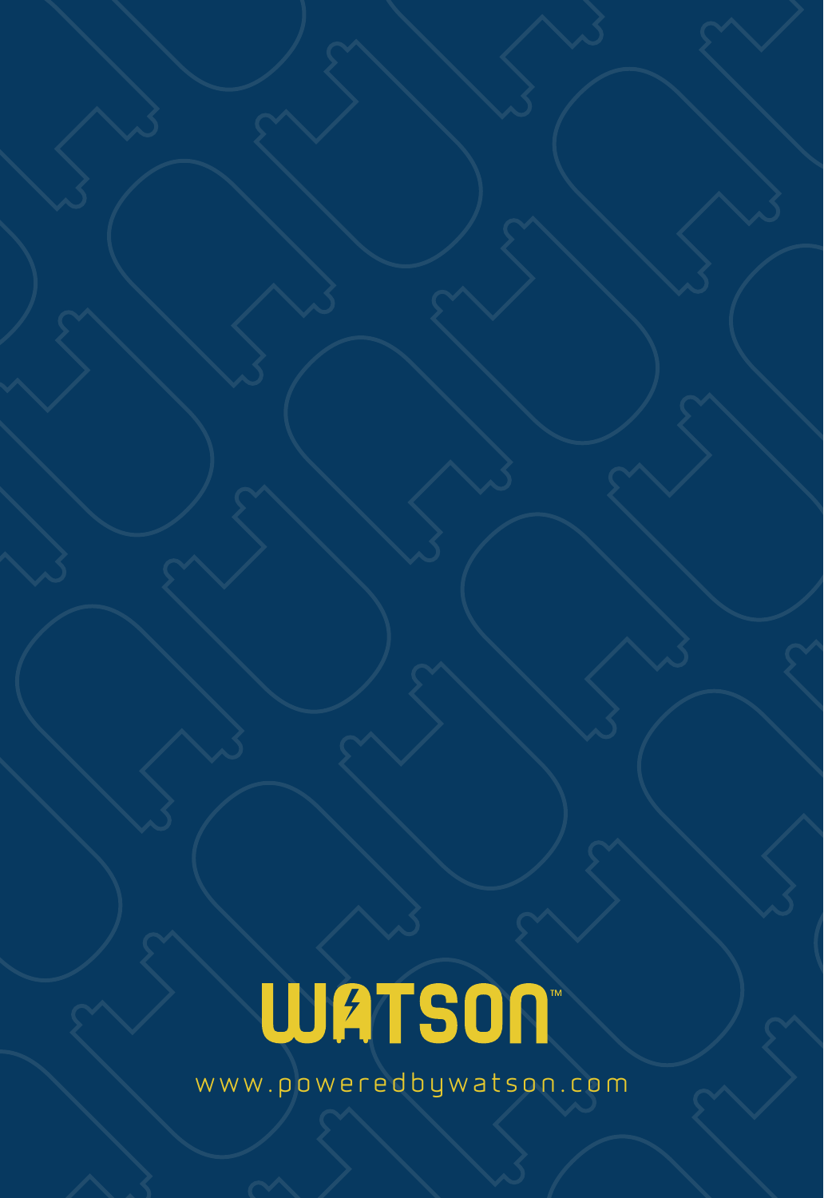WATSON™

www.poweredbywatson.com